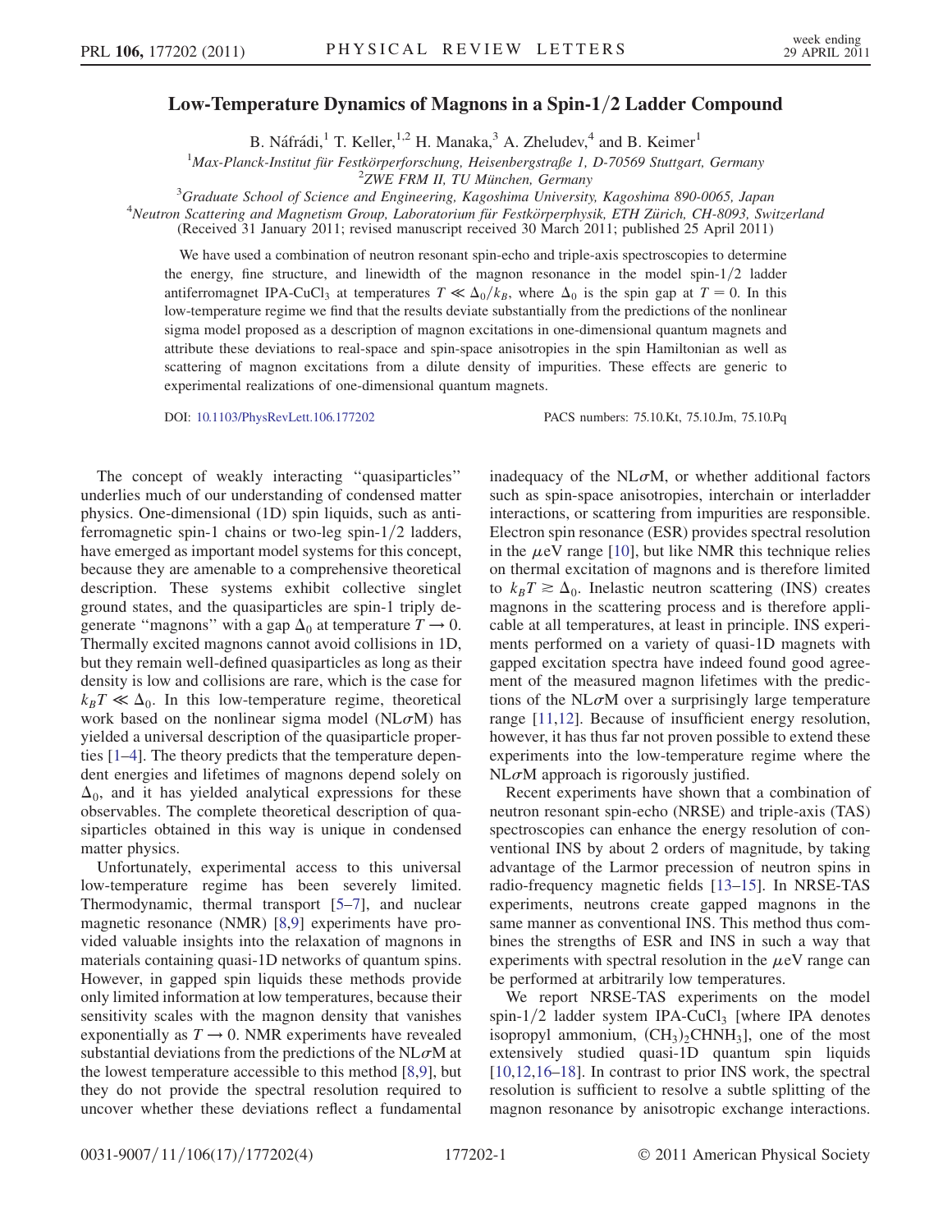# Low-Temperature Dynamics of Magnons in a Spin-1/2 Ladder Compound

B. Náfrádi,[1] T. Keller,[1,2] H. Manaka,[3] A. Zheludev,[4] and B. Keimer[1]

[1]*Max-Planck-Institut für Festkörperforschung, Heisenbergstraße 1, D-70569 Stuttgart, Germany*
[2]*ZWE FRM II, TU München, Germany*
[3]*Graduate School of Science and Engineering, Kagoshima University, Kagoshima 890-0065, Japan*
[4]*Neutron Scattering and Magnetism Group, Laboratorium für Festkörperphysik, ETH Zürich, CH-8093, Switzerland*

(Received 31 January 2011; revised manuscript received 30 March 2011; published 25 April 2011)

We have used a combination of neutron resonant spin-echo and triple-axis spectroscopies to determine the energy, fine structure, and linewidth of the magnon resonance in the model spin-1/2 ladder antiferromagnet IPA-$CuCl_3$ at temperatures $T \ll \Delta_0/k_B$, where $\Delta_0$ is the spin gap at $T = 0$. In this low-temperature regime we find that the results deviate substantially from the predictions of the nonlinear sigma model proposed as a description of magnon excitations in one-dimensional quantum magnets and attribute these deviations to real-space and spin-space anisotropies in the spin Hamiltonian as well as scattering of magnon excitations from a dilute density of impurities. These effects are generic to experimental realizations of one-dimensional quantum magnets.

DOI: 10.1103/PhysRevLett.106.177202 PACS numbers: 75.10.Kt, 75.10.Jm, 75.10.Pq

The concept of weakly interacting "quasiparticles" underlies much of our understanding of condensed matter physics. One-dimensional (1D) spin liquids, such as antiferromagnetic spin-1 chains or two-leg spin-1/2 ladders, have emerged as important model systems for this concept, because they are amenable to a comprehensive theoretical description. These systems exhibit collective singlet ground states, and the quasiparticles are spin-1 triply degenerate "magnons" with a gap $\Delta_0$ at temperature $T \to 0$. Thermally excited magnons cannot avoid collisions in 1D, but they remain well-defined quasiparticles as long as their density is low and collisions are rare, which is the case for $k_B T \ll \Delta_0$. In this low-temperature regime, theoretical work based on the nonlinear sigma model (NL$\sigma$M) has yielded a universal description of the quasiparticle properties [1–4]. The theory predicts that the temperature dependent energies and lifetimes of magnons depend solely on $\Delta_0$, and it has yielded analytical expressions for these observables. The complete theoretical description of quasiparticles obtained in this way is unique in condensed matter physics.

Unfortunately, experimental access to this universal low-temperature regime has been severely limited. Thermodynamic, thermal transport [5–7], and nuclear magnetic resonance (NMR) [8,9] experiments have provided valuable insights into the relaxation of magnons in materials containing quasi-1D networks of quantum spins. However, in gapped spin liquids these methods provide only limited information at low temperatures, because their sensitivity scales with the magnon density that vanishes exponentially as $T \to 0$. NMR experiments have revealed substantial deviations from the predictions of the NL$\sigma$M at the lowest temperature accessible to this method [8,9], but they do not provide the spectral resolution required to uncover whether these deviations reflect a fundamental inadequacy of the NL$\sigma$M, or whether additional factors such as spin-space anisotropies, interchain or interladder interactions, or scattering from impurities are responsible. Electron spin resonance (ESR) provides spectral resolution in the $\mu$eV range [10], but like NMR this technique relies on thermal excitation of magnons and is therefore limited to $k_B T \gtrsim \Delta_0$. Inelastic neutron scattering (INS) creates magnons in the scattering process and is therefore applicable at all temperatures, at least in principle. INS experiments performed on a variety of quasi-1D magnets with gapped excitation spectra have indeed found good agreement of the measured magnon lifetimes with the predictions of the NL$\sigma$M over a surprisingly large temperature range [11,12]. Because of insufficient energy resolution, however, it has thus far not proven possible to extend these experiments into the low-temperature regime where the NL$\sigma$M approach is rigorously justified.

Recent experiments have shown that a combination of neutron resonant spin-echo (NRSE) and triple-axis (TAS) spectroscopies can enhance the energy resolution of conventional INS by about 2 orders of magnitude, by taking advantage of the Larmor precession of neutron spins in radio-frequency magnetic fields [13–15]. In NRSE-TAS experiments, neutrons create gapped magnons in the same manner as conventional INS. This method thus combines the strengths of ESR and INS in such a way that experiments with spectral resolution in the $\mu$eV range can be performed at arbitrarily low temperatures.

We report NRSE-TAS experiments on the model spin-1/2 ladder system IPA-$CuCl_3$ [where IPA denotes isopropyl ammonium, $(CH_3)_2CHNH_3$], one of the most extensively studied quasi-1D quantum spin liquids [10,12,16–18]. In contrast to prior INS work, the spectral resolution is sufficient to resolve a subtle splitting of the magnon resonance by anisotropic exchange interactions.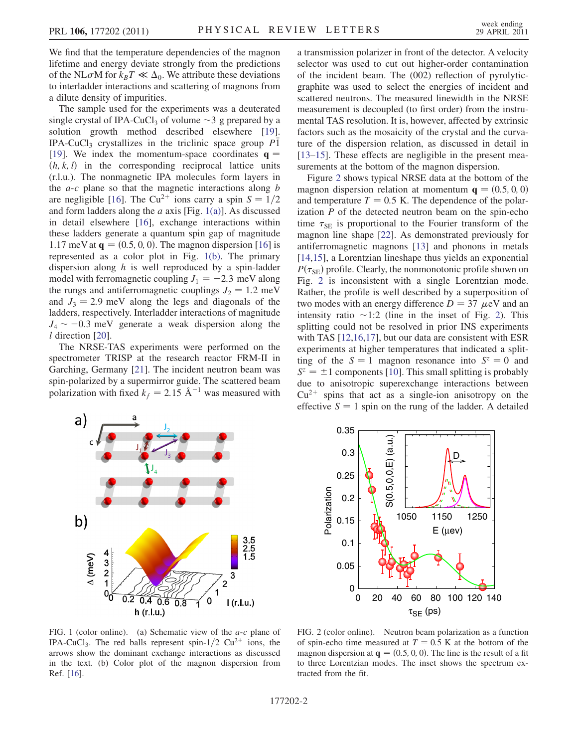We find that the temperature dependencies of the magnon lifetime and energy deviate strongly from the predictions of the NL$\sigma$M for $k_B T \ll \Delta_0$. We attribute these deviations to interladder interactions and scattering of magnons from a dilute density of impurities.

The sample used for the experiments was a deuterated single crystal of IPA-$CuCl_3$ of volume $\sim$3 g prepared by a solution growth method described elsewhere [19]. IPA-$CuCl_3$ crystallizes in the triclinic space group $P\bar{1}$ [19]. We index the momentum-space coordinates $\mathbf{q} = (h, k, l)$ in the corresponding reciprocal lattice units (r.l.u.). The nonmagnetic IPA molecules form layers in the $a$-$c$ plane so that the magnetic interactions along $b$ are negligible [16]. The $Cu^{2+}$ ions carry a spin $S = 1/2$ and form ladders along the $a$ axis [Fig. 1(a)]. As discussed in detail elsewhere [16], exchange interactions within these ladders generate a quantum spin gap of magnitude 1.17 meV at $\mathbf{q} = (0.5, 0, 0)$. The magnon dispersion [16] is represented as a color plot in Fig. 1(b). The primary dispersion along $h$ is well reproduced by a spin-ladder model with ferromagnetic coupling $J_1 = -2.3$ meV along the rungs and antiferromagnetic couplings $J_2 = 1.2$ meV and $J_3 = 2.9$ meV along the legs and diagonals of the ladders, respectively. Interladder interactions of magnitude $J_4 \sim -0.3$ meV generate a weak dispersion along the $l$ direction [20].

The NRSE-TAS experiments were performed on the spectrometer TRISP at the research reactor FRM-II in Garching, Germany [21]. The incident neutron beam was spin-polarized by a supermirror guide. The scattered beam polarization with fixed $k_f = 2.15$ Å$^{-1}$ was measured with a transmission polarizer in front of the detector. A velocity selector was used to cut out higher-order contamination of the incident beam. The (002) reflection of pyrolytic-graphite was used to select the energies of incident and scattered neutrons. The measured linewidth in the NRSE measurement is decoupled (to first order) from the instrumental TAS resolution. It is, however, affected by extrinsic factors such as the mosaicity of the crystal and the curvature of the dispersion relation, as discussed in detail in [13–15]. These effects are negligible in the present measurements at the bottom of the magnon dispersion.

Figure 2 shows typical NRSE data at the bottom of the magnon dispersion relation at momentum $\mathbf{q} = (0.5, 0, 0)$ and temperature $T = 0.5$ K. The dependence of the polarization $P$ of the detected neutron beam on the spin-echo time $\tau_{SE}$ is proportional to the Fourier transform of the magnon line shape [22]. As demonstrated previously for antiferromagnetic magnons [13] and phonons in metals [14,15], a Lorentzian lineshape thus yields an exponential $P(\tau_{SE})$ profile. Clearly, the nonmonotonic profile shown on Fig. 2 is inconsistent with a single Lorentzian mode. Rather, the profile is well described by a superposition of two modes with an energy difference $D = 37$ $\mu$eV and an intensity ratio $\sim$1:2 (line in the inset of Fig. 2). This splitting could not be resolved in prior INS experiments with TAS [12,16,17], but our data are consistent with ESR experiments at higher temperatures that indicated a splitting of the $S = 1$ magnon resonance into $S^z = 0$ and $S^z = \pm 1$ components [10]. This small splitting is probably due to anisotropic superexchange interactions between $Cu^{2+}$ spins that act as a single-ion anisotropy on the effective $S = 1$ spin on the rung of the ladder. A detailed

FIG. 1 (color online). (a) Schematic view of the $a$-$c$ plane of IPA-$CuCl_3$. The red balls represent spin-1/2 $Cu^{2+}$ ions, the arrows show the dominant exchange interactions as discussed in the text. (b) Color plot of the magnon dispersion from Ref. [16].

FIG. 2 (color online). Neutron beam polarization as a function of spin-echo time measured at $T = 0.5$ K at the bottom of the magnon dispersion at $\mathbf{q} = (0.5, 0, 0)$. The line is the result of a fit to three Lorentzian modes. The inset shows the spectrum extracted from the fit.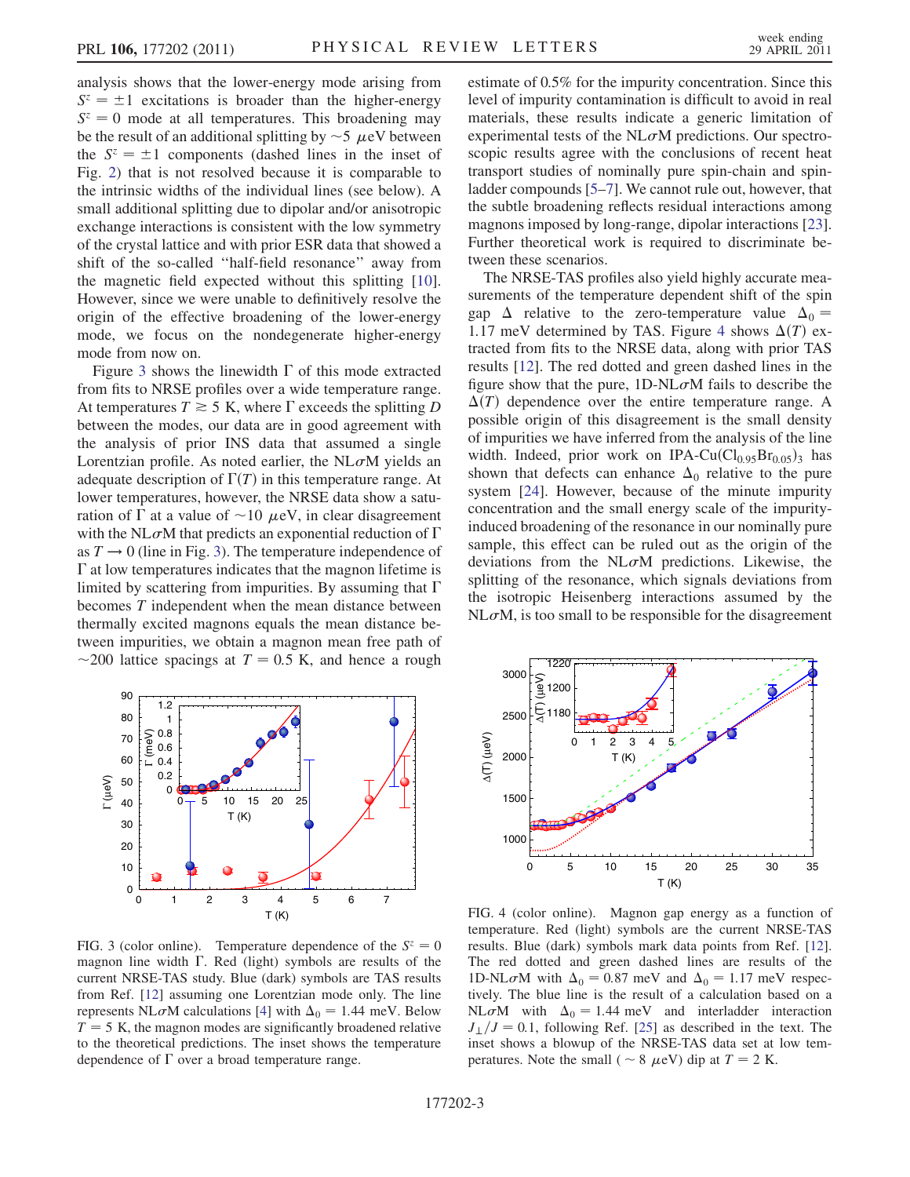analysis shows that the lower-energy mode arising from $S^z = \pm 1$ excitations is broader than the higher-energy $S^z = 0$ mode at all temperatures. This broadening may be the result of an additional splitting by $\sim 5\ \mu$eV between the $S^z = \pm 1$ components (dashed lines in the inset of Fig. 2) that is not resolved because it is comparable to the intrinsic widths of the individual lines (see below). A small additional splitting due to dipolar and/or anisotropic exchange interactions is consistent with the low symmetry of the crystal lattice and with prior ESR data that showed a shift of the so-called "half-field resonance" away from the magnetic field expected without this splitting [10]. However, since we were unable to definitively resolve the origin of the effective broadening of the lower-energy mode, we focus on the nondegenerate higher-energy mode from now on.

Figure 3 shows the linewidth $\Gamma$ of this mode extracted from fits to NRSE profiles over a wide temperature range. At temperatures $T \gtrsim 5$ K, where $\Gamma$ exceeds the splitting $D$ between the modes, our data are in good agreement with the analysis of prior INS data that assumed a single Lorentzian profile. As noted earlier, the NL$\sigma$M yields an adequate description of $\Gamma(T)$ in this temperature range. At lower temperatures, however, the NRSE data show a saturation of $\Gamma$ at a value of $\sim 10\ \mu$eV, in clear disagreement with the NL$\sigma$M that predicts an exponential reduction of $\Gamma$ as $T \rightarrow 0$ (line in Fig. 3). The temperature independence of $\Gamma$ at low temperatures indicates that the magnon lifetime is limited by scattering from impurities. By assuming that $\Gamma$ becomes $T$ independent when the mean distance between thermally excited magnons equals the mean distance between impurities, we obtain a magnon mean free path of $\sim 200$ lattice spacings at $T = 0.5$ K, and hence a rough estimate of 0.5% for the impurity concentration. Since this level of impurity contamination is difficult to avoid in real materials, these results indicate a generic limitation of experimental tests of the NL$\sigma$M predictions. Our spectroscopic results agree with the conclusions of recent heat transport studies of nominally pure spin-chain and spin-ladder compounds [5–7]. We cannot rule out, however, that the subtle broadening reflects residual interactions among magnons imposed by long-range, dipolar interactions [23]. Further theoretical work is required to discriminate between these scenarios.

The NRSE-TAS profiles also yield highly accurate measurements of the temperature dependent shift of the spin gap $\Delta$ relative to the zero-temperature value $\Delta_0 = 1.17$ meV determined by TAS. Figure 4 shows $\Delta(T)$ extracted from fits to the NRSE data, along with prior TAS results [12]. The red dotted and green dashed lines in the figure show that the pure, 1D-NL$\sigma$M fails to describe the $\Delta(T)$ dependence over the entire temperature range. A possible origin of this disagreement is the small density of impurities we have inferred from the analysis of the line width. Indeed, prior work on IPA-$Cu(Cl_{0.95}Br_{0.05})_3$ has shown that defects can enhance $\Delta_0$ relative to the pure system [24]. However, because of the minute impurity concentration and the small energy scale of the impurity-induced broadening of the resonance in our nominally pure sample, this effect can be ruled out as the origin of the deviations from the NL$\sigma$M predictions. Likewise, the splitting of the resonance, which signals deviations from the isotropic Heisenberg interactions assumed by the NL$\sigma$M, is too small to be responsible for the disagreement

FIG. 3 (color online). Temperature dependence of the $S^z = 0$ magnon line width $\Gamma$. Red (light) symbols are results of the current NRSE-TAS study. Blue (dark) symbols are TAS results from Ref. [12] assuming one Lorentzian mode only. The line represents NL$\sigma$M calculations [4] with $\Delta_0 = 1.44$ meV. Below $T = 5$ K, the magnon modes are significantly broadened relative to the theoretical predictions. The inset shows the temperature dependence of $\Gamma$ over a broad temperature range.

FIG. 4 (color online). Magnon gap energy as a function of temperature. Red (light) symbols are the current NRSE-TAS results. Blue (dark) symbols mark data points from Ref. [12]. The red dotted and green dashed lines are results of the 1D-NL$\sigma$M with $\Delta_0 = 0.87$ meV and $\Delta_0 = 1.17$ meV respectively. The blue line is the result of a calculation based on a NL$\sigma$M with $\Delta_0 = 1.44$ meV and interladder interaction $J_\perp/J = 0.1$, following Ref. [25] as described in the text. The inset shows a blowup of the NRSE-TAS data set at low temperatures. Note the small ($\sim 8\ \mu$eV) dip at $T = 2$ K.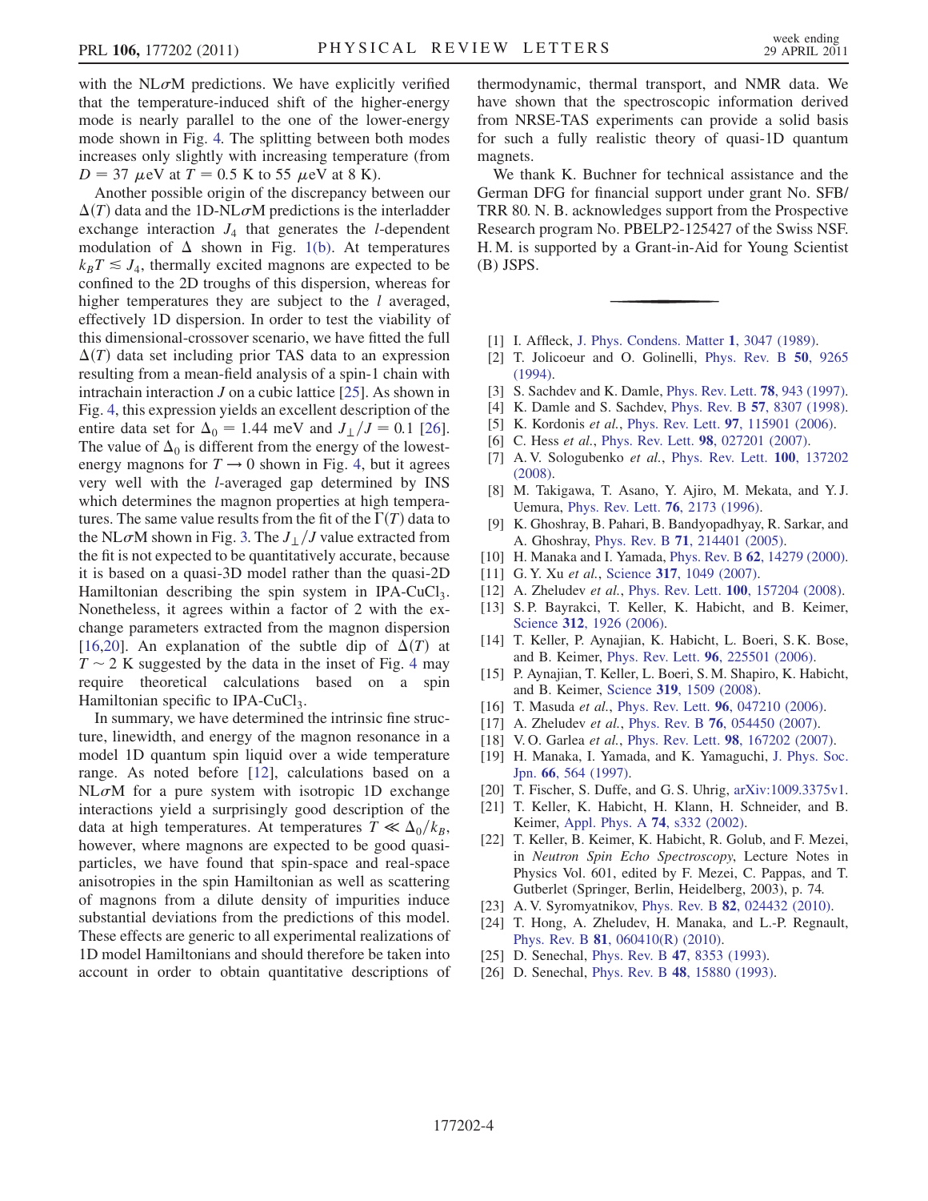with the NL$\sigma$M predictions. We have explicitly verified that the temperature-induced shift of the higher-energy mode is nearly parallel to the one of the lower-energy mode shown in Fig. 4. The splitting between both modes increases only slightly with increasing temperature (from $D = 37\ \mu$eV at $T = 0.5$ K to 55 $\mu$eV at 8 K).

Another possible origin of the discrepancy between our $\Delta(T)$ data and the 1D-NL$\sigma$M predictions is the interladder exchange interaction $J_4$ that generates the $l$-dependent modulation of $\Delta$ shown in Fig. 1(b). At temperatures $k_B T \lesssim J_4$, thermally excited magnons are expected to be confined to the 2D troughs of this dispersion, whereas for higher temperatures they are subject to the $l$ averaged, effectively 1D dispersion. In order to test the viability of this dimensional-crossover scenario, we have fitted the full $\Delta(T)$ data set including prior TAS data to an expression resulting from a mean-field analysis of a spin-1 chain with intrachain interaction $J$ on a cubic lattice [25]. As shown in Fig. 4, this expression yields an excellent description of the entire data set for $\Delta_0 = 1.44$ meV and $J_\perp/J = 0.1$ [26]. The value of $\Delta_0$ is different from the energy of the lowest-energy magnons for $T \rightarrow 0$ shown in Fig. 4, but it agrees very well with the $l$-averaged gap determined by INS which determines the magnon properties at high temperatures. The same value results from the fit of the $\Gamma(T)$ data to the NL$\sigma$M shown in Fig. 3. The $J_\perp/J$ value extracted from the fit is not expected to be quantitatively accurate, because it is based on a quasi-3D model rather than the quasi-2D Hamiltonian describing the spin system in IPA-$CuCl_3$. Nonetheless, it agrees within a factor of 2 with the exchange parameters extracted from the magnon dispersion [16,20]. An explanation of the subtle dip of $\Delta(T)$ at $T \sim 2$ K suggested by the data in the inset of Fig. 4 may require theoretical calculations based on a spin Hamiltonian specific to IPA-$CuCl_3$.

In summary, we have determined the intrinsic fine structure, linewidth, and energy of the magnon resonance in a model 1D quantum spin liquid over a wide temperature range. As noted before [12], calculations based on a NL$\sigma$M for a pure system with isotropic 1D exchange interactions yield a surprisingly good description of the data at high temperatures. At temperatures $T \ll \Delta_0/k_B$, however, where magnons are expected to be good quasiparticles, we have found that spin-space and real-space anisotropies in the spin Hamiltonian as well as scattering of magnons from a dilute density of impurities induce substantial deviations from the predictions of this model. These effects are generic to all experimental realizations of 1D model Hamiltonians and should therefore be taken into account in order to obtain quantitative descriptions of thermodynamic, thermal transport, and NMR data. We have shown that the spectroscopic information derived from NRSE-TAS experiments can provide a solid basis for such a fully realistic theory of quasi-1D quantum magnets.

We thank K. Buchner for technical assistance and the German DFG for financial support under grant No. SFB/TRR 80. N. B. acknowledges support from the Prospective Research program No. PBELP2-125427 of the Swiss NSF. H. M. is supported by a Grant-in-Aid for Young Scientist (B) JSPS.

[1] I. Affleck, J. Phys. Condens. Matter **1**, 3047 (1989).
[2] T. Jolicoeur and O. Golinelli, Phys. Rev. B **50**, 9265 (1994).
[3] S. Sachdev and K. Damle, Phys. Rev. Lett. **78**, 943 (1997).
[4] K. Damle and S. Sachdev, Phys. Rev. B **57**, 8307 (1998).
[5] K. Kordonis *et al.*, Phys. Rev. Lett. **97**, 115901 (2006).
[6] C. Hess *et al.*, Phys. Rev. Lett. **98**, 027201 (2007).
[7] A. V. Sologubenko *et al.*, Phys. Rev. Lett. **100**, 137202 (2008).
[8] M. Takigawa, T. Asano, Y. Ajiro, M. Mekata, and Y. J. Uemura, Phys. Rev. Lett. **76**, 2173 (1996).
[9] K. Ghoshray, B. Pahari, B. Bandyopadhyay, R. Sarkar, and A. Ghoshray, Phys. Rev. B **71**, 214401 (2005).
[10] H. Manaka and I. Yamada, Phys. Rev. B **62**, 14279 (2000).
[11] G. Y. Xu *et al.*, Science **317**, 1049 (2007).
[12] A. Zheludev *et al.*, Phys. Rev. Lett. **100**, 157204 (2008).
[13] S. P. Bayrakci, T. Keller, K. Habicht, and B. Keimer, Science **312**, 1926 (2006).
[14] T. Keller, P. Aynajian, K. Habicht, L. Boeri, S. K. Bose, and B. Keimer, Phys. Rev. Lett. **96**, 225501 (2006).
[15] P. Aynajian, T. Keller, L. Boeri, S. M. Shapiro, K. Habicht, and B. Keimer, Science **319**, 1509 (2008).
[16] T. Masuda *et al.*, Phys. Rev. Lett. **96**, 047210 (2006).
[17] A. Zheludev *et al.*, Phys. Rev. B **76**, 054450 (2007).
[18] V. O. Garlea *et al.*, Phys. Rev. Lett. **98**, 167202 (2007).
[19] H. Manaka, I. Yamada, and K. Yamaguchi, J. Phys. Soc. Jpn. **66**, 564 (1997).
[20] T. Fischer, S. Duffe, and G. S. Uhrig, arXiv:1009.3375v1.
[21] T. Keller, K. Habicht, H. Klann, H. Schneider, and B. Keimer, Appl. Phys. A **74**, s332 (2002).
[22] T. Keller, B. Keimer, K. Habicht, R. Golub, and F. Mezei, in *Neutron Spin Echo Spectroscopy*, Lecture Notes in Physics Vol. 601, edited by F. Mezei, C. Pappas, and T. Gutberlet (Springer, Berlin, Heidelberg, 2003), p. 74.
[23] A. V. Syromyatnikov, Phys. Rev. B **82**, 024432 (2010).
[24] T. Hong, A. Zheludev, H. Manaka, and L.-P. Regnault, Phys. Rev. B **81**, 060410(R) (2010).
[25] D. Senechal, Phys. Rev. B **47**, 8353 (1993).
[26] D. Senechal, Phys. Rev. B **48**, 15880 (1993).